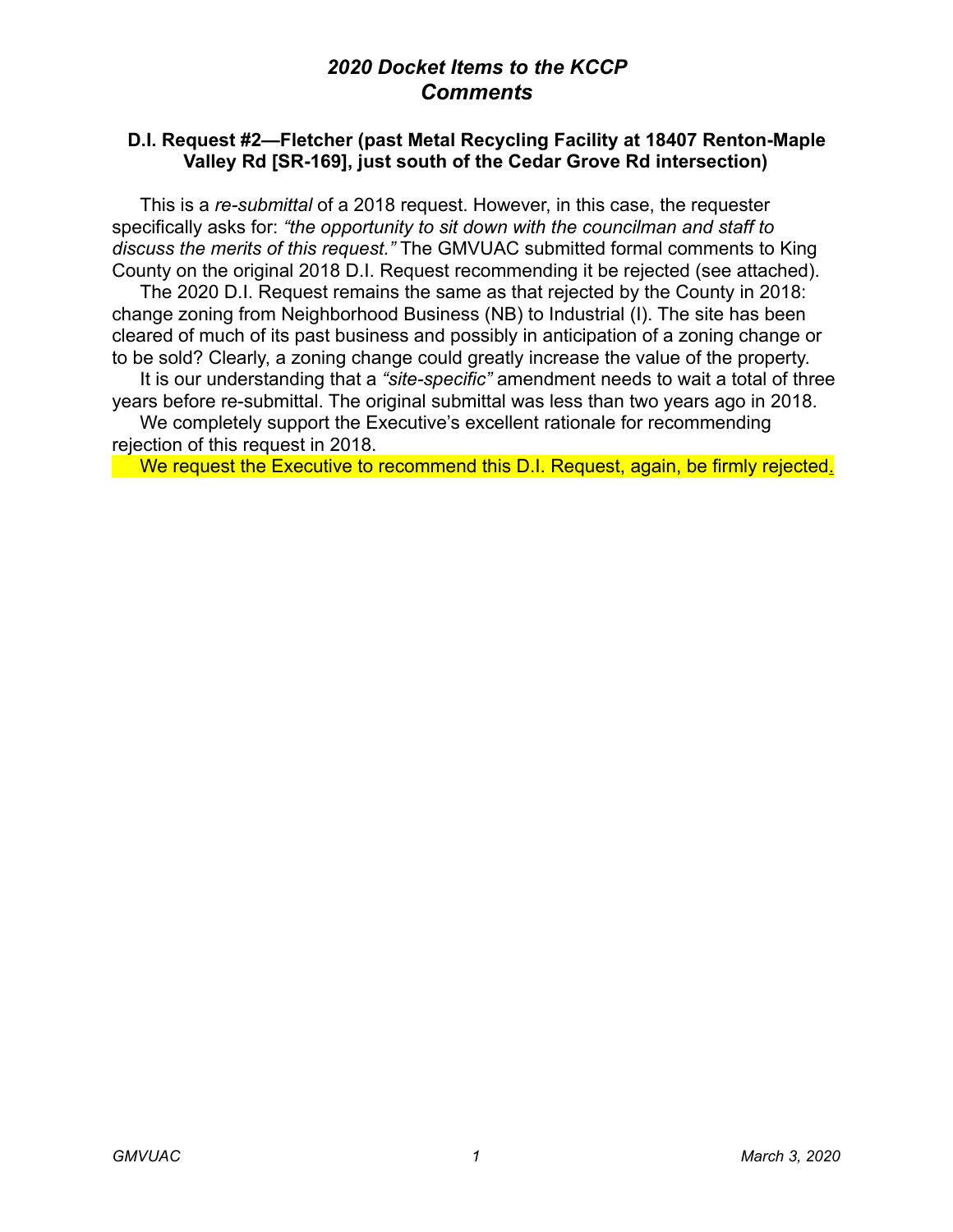# *2020 Docket Items to the KCCP*
# *Comments*

**D.I. Request #2—Fletcher (past Metal Recycling Facility at 18407 Renton-Maple Valley Rd [SR-169], just south of the Cedar Grove Rd intersection)**

This is a *re-submittal* of a 2018 request. However, in this case, the requester specifically asks for: *"the opportunity to sit down with the councilman and staff to discuss the merits of this request."* The GMVUAC submitted formal comments to King County on the original 2018 D.I. Request recommending it be rejected (see attached).

The 2020 D.I. Request remains the same as that rejected by the County in 2018: change zoning from Neighborhood Business (NB) to Industrial (I). The site has been cleared of much of its past business and possibly in anticipation of a zoning change or to be sold? Clearly, a zoning change could greatly increase the value of the property.

It is our understanding that a *"site-specific"* amendment needs to wait a total of three years before re-submittal. The original submittal was less than two years ago in 2018.

We completely support the Executive's excellent rationale for recommending rejection of this request in 2018.

We request the Executive to recommend this D.I. Request, again, be firmly rejected.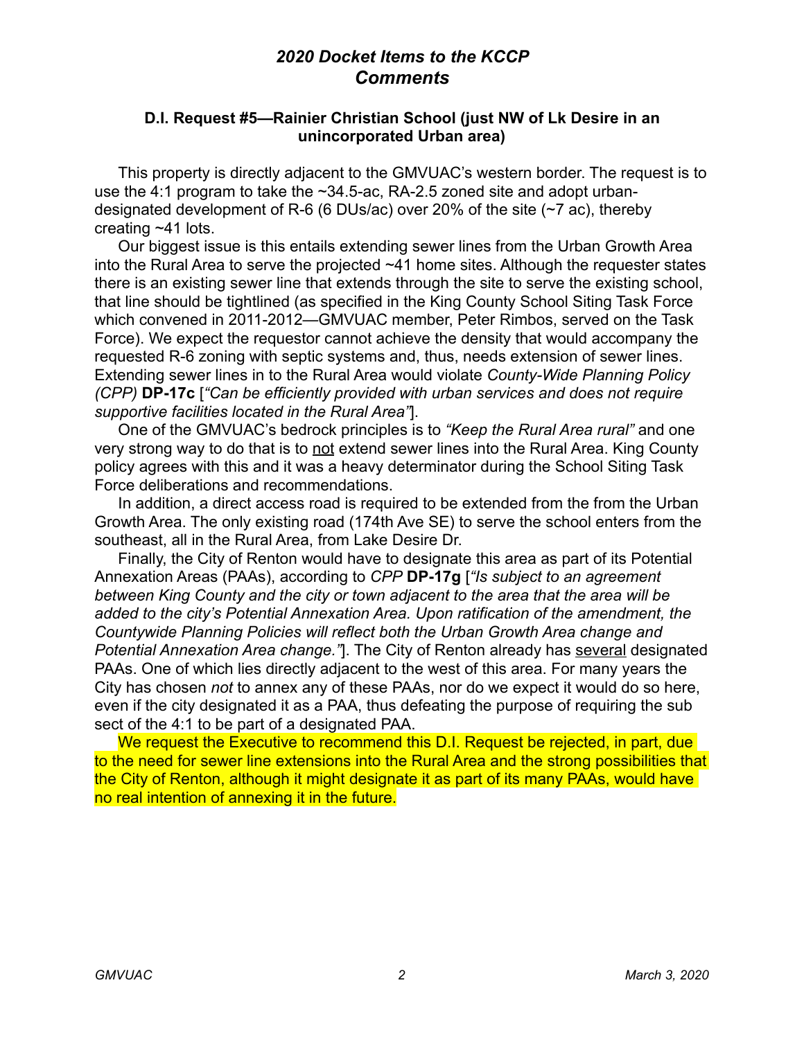## *2020 Docket Items to the KCCP*
## *Comments*

### D.I. Request #5—Rainier Christian School (just NW of Lk Desire in an unincorporated Urban area)

This property is directly adjacent to the GMVUAC's western border. The request is to use the 4:1 program to take the ~34.5-ac, RA-2.5 zoned site and adopt urban-designated development of R-6 (6 DUs/ac) over 20% of the site (~7 ac), thereby creating ~41 lots.

Our biggest issue is this entails extending sewer lines from the Urban Growth Area into the Rural Area to serve the projected ~41 home sites. Although the requester states there is an existing sewer line that extends through the site to serve the existing school, that line should be tightlined (as specified in the King County School Siting Task Force which convened in 2011-2012—GMVUAC member, Peter Rimbos, served on the Task Force). We expect the requestor cannot achieve the density that would accompany the requested R-6 zoning with septic systems and, thus, needs extension of sewer lines. Extending sewer lines in to the Rural Area would violate *County-Wide Planning Policy (CPP)* **DP-17c** [*"Can be efficiently provided with urban services and does not require supportive facilities located in the Rural Area"*].

One of the GMVUAC's bedrock principles is to *"Keep the Rural Area rural"* and one very strong way to do that is to not extend sewer lines into the Rural Area. King County policy agrees with this and it was a heavy determinator during the School Siting Task Force deliberations and recommendations.

In addition, a direct access road is required to be extended from the from the Urban Growth Area. The only existing road (174th Ave SE) to serve the school enters from the southeast, all in the Rural Area, from Lake Desire Dr.

Finally, the City of Renton would have to designate this area as part of its Potential Annexation Areas (PAAs), according to *CPP* **DP-17g** [*"Is subject to an agreement between King County and the city or town adjacent to the area that the area will be added to the city's Potential Annexation Area. Upon ratification of the amendment, the Countywide Planning Policies will reflect both the Urban Growth Area change and Potential Annexation Area change."*]. The City of Renton already has several designated PAAs. One of which lies directly adjacent to the west of this area. For many years the City has chosen *not* to annex any of these PAAs, nor do we expect it would do so here, even if the city designated it as a PAA, thus defeating the purpose of requiring the sub sect of the 4:1 to be part of a designated PAA.

We request the Executive to recommend this D.I. Request be rejected, in part, due to the need for sewer line extensions into the Rural Area and the strong possibilities that the City of Renton, although it might designate it as part of its many PAAs, would have no real intention of annexing it in the future.